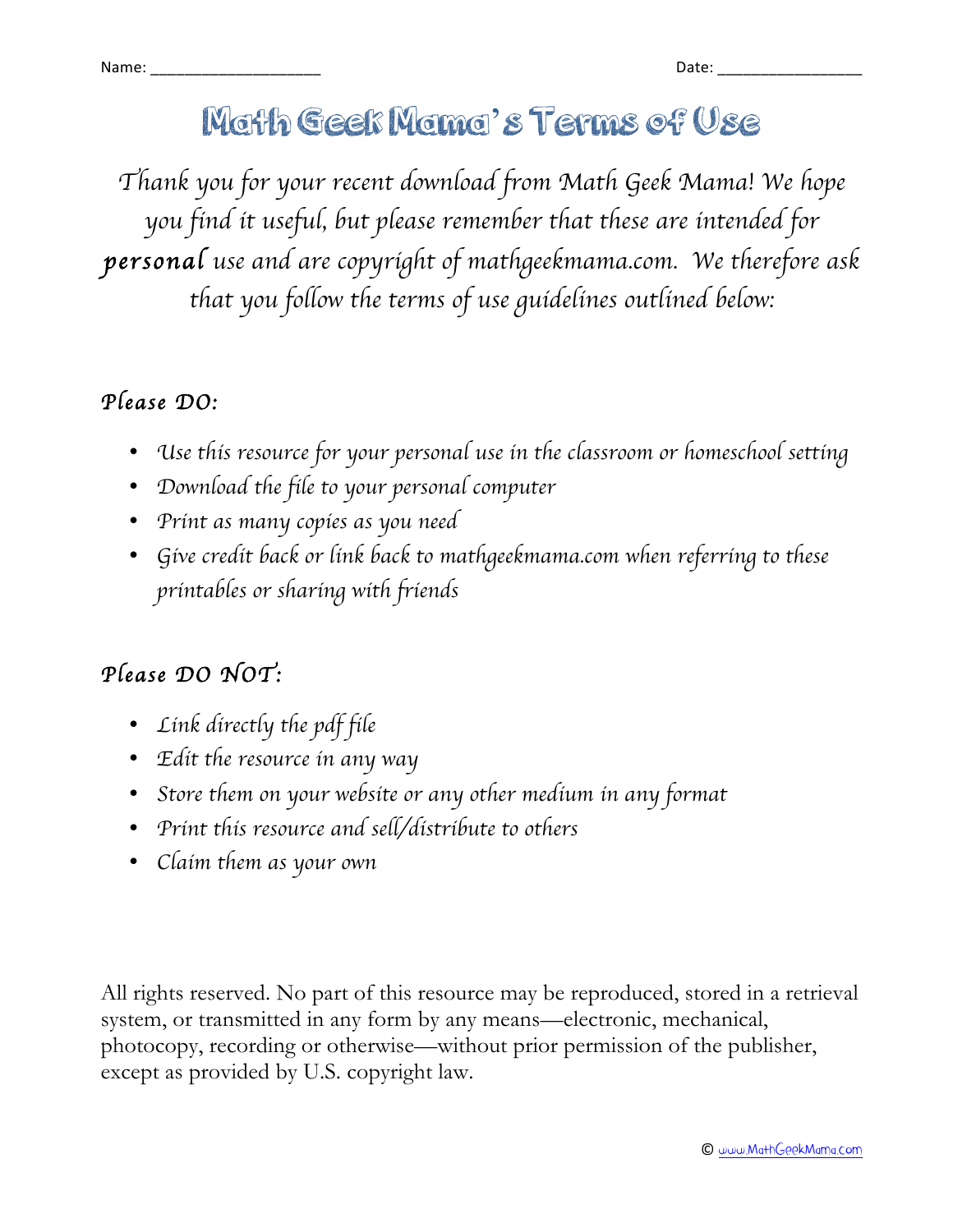Name: ____________________ Date: ________________

# Math Geek Mama's Terms of Use

*Thank you for your recent download from Math Geek Mama! We hope you find it useful, but please remember that these are intended for **personal** use and are copyright of mathgeekmama.com. We therefore ask that you follow the terms of use guidelines outlined below:*

## *Please DO:*

- *Use this resource for your personal use in the classroom or homeschool setting*
- *Download the file to your personal computer*
- *Print as many copies as you need*
- *Give credit back or link back to mathgeekmama.com when referring to these printables or sharing with friends*

## *Please DO NOT:*

- *Link directly the pdf file*
- *Edit the resource in any way*
- *Store them on your website or any other medium in any format*
- *Print this resource and sell/distribute to others*
- *Claim them as your own*

All rights reserved. No part of this resource may be reproduced, stored in a retrieval system, or transmitted in any form by any means—electronic, mechanical, photocopy, recording or otherwise—without prior permission of the publisher, except as provided by U.S. copyright law.

© www.MathGeekMama.com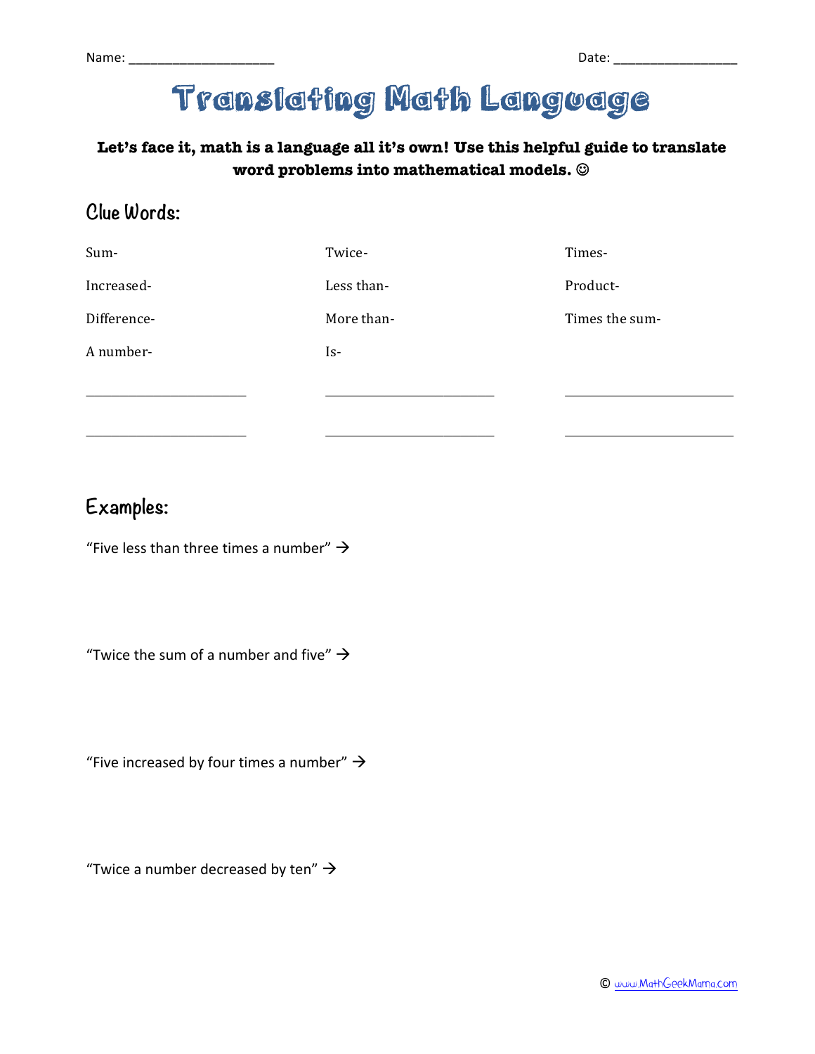Name: ____________________  Date: ________________

# Translating Math Language

**Let's face it, math is a language all it's own! Use this helpful guide to translate word problems into mathematical models. ☺**

## Clue Words:

| | | |
|---|---|---|
| Sum- | Twice- | Times- |
| Increased- | Less than- | Product- |
| Difference- | More than- | Times the sum- |
| A number- | Is- | |
| ____________________ | ____________________ | ____________________ |
| ____________________ | ____________________ | ____________________ |

## Examples:

"Five less than three times a number" →

"Twice the sum of a number and five" →

"Five increased by four times a number" →

"Twice a number decreased by ten" →

© www.MathGeekMama.com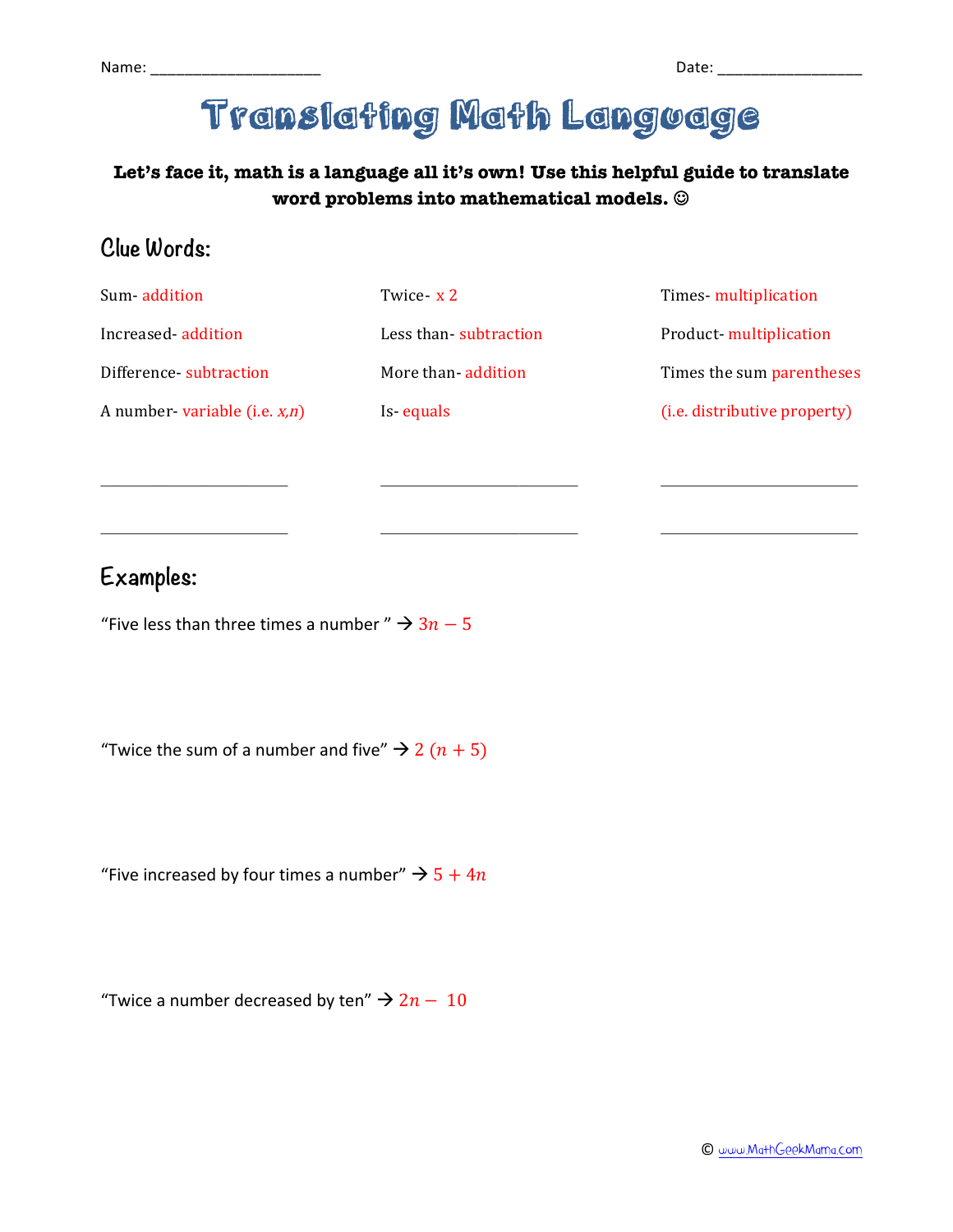Name: ______________________ Date: ___________________

# Translating Math Language

**Let's face it, math is a language all it's own! Use this helpful guide to translate word problems into mathematical models. ☺**

## Clue Words:

Sum- addition

Increased- addition

Difference- subtraction

A number- variable (i.e. $x$,$n$)

Twice- x 2

Less than- subtraction

More than- addition

Is- equals

Times- multiplication

Product- multiplication

Times the sum parentheses (i.e. distributive property)

___________________________ ___________________________ ___________________________

___________________________ ___________________________ ___________________________

## Examples:

"Five less than three times a number " → $3n - 5$

"Twice the sum of a number and five" → $2\ (n + 5)$

"Five increased by four times a number" → $5 + 4n$

"Twice a number decreased by ten" → $2n - \ 10$

© www.MathGeekMama.com